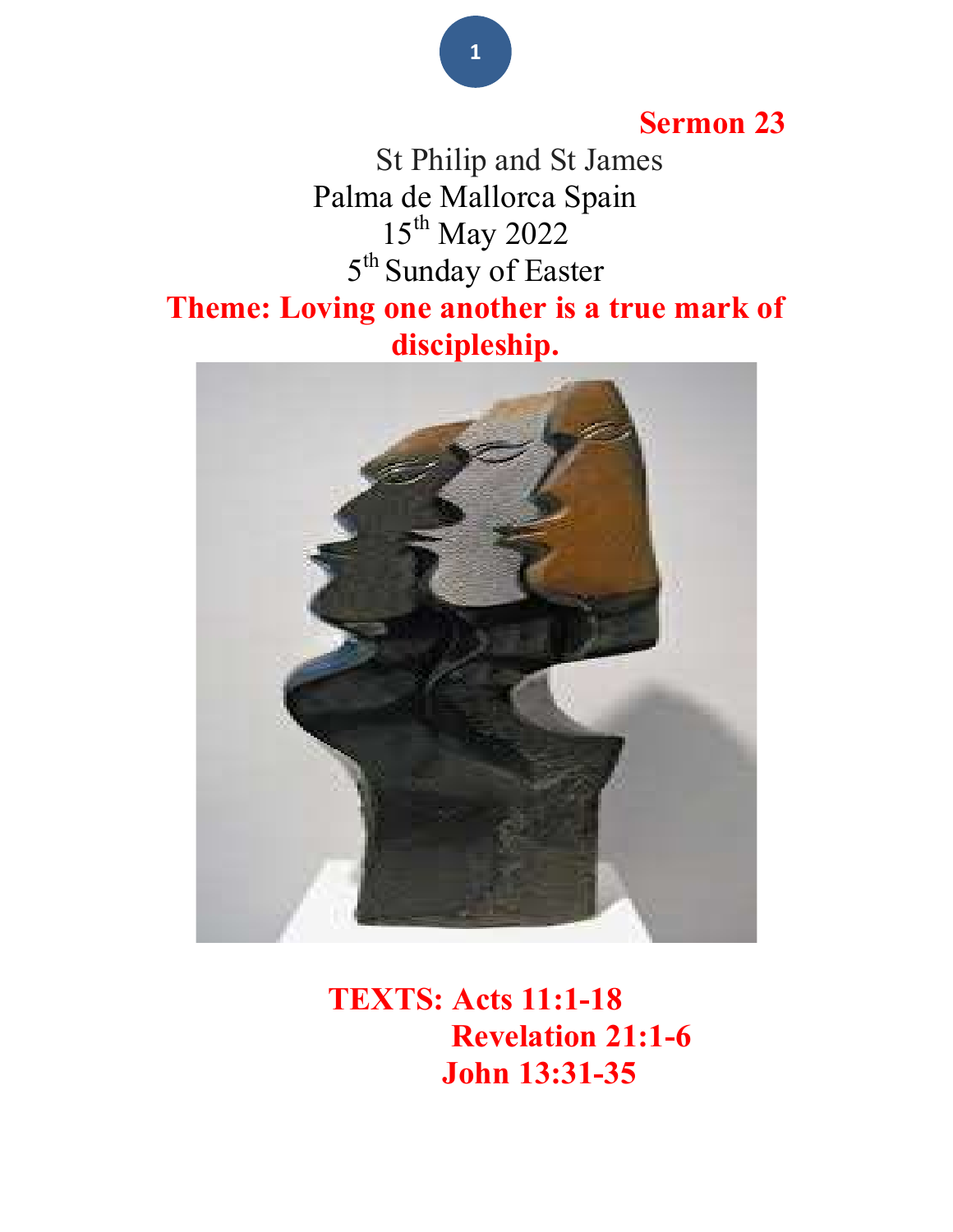**Sermon 23**

St Philip and St James
Palma de Mallorca Spain
15th May 2022
5th Sunday of Easter

**Theme: Loving one another is a true mark of discipleship.**

**TEXTS: Acts 11:1-18**
**Revelation 21:1-6**
**John 13:31-35**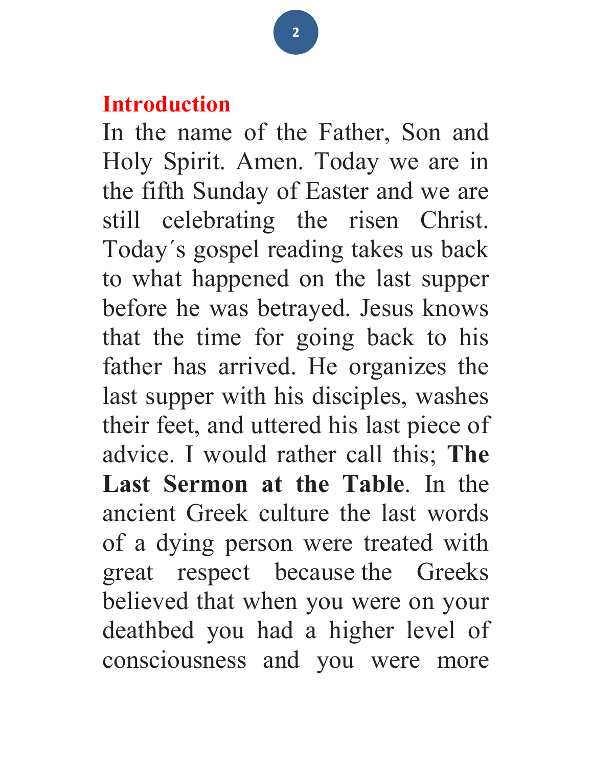## Introduction

In the name of the Father, Son and Holy Spirit. Amen. Today we are in the fifth Sunday of Easter and we are still celebrating the risen Christ. Today´s gospel reading takes us back to what happened on the last supper before he was betrayed. Jesus knows that the time for going back to his father has arrived. He organizes the last supper with his disciples, washes their feet, and uttered his last piece of advice. I would rather call this; **The Last Sermon at the Table**. In the ancient Greek culture the last words of a dying person were treated with great respect because the Greeks believed that when you were on your deathbed you had a higher level of consciousness and you were more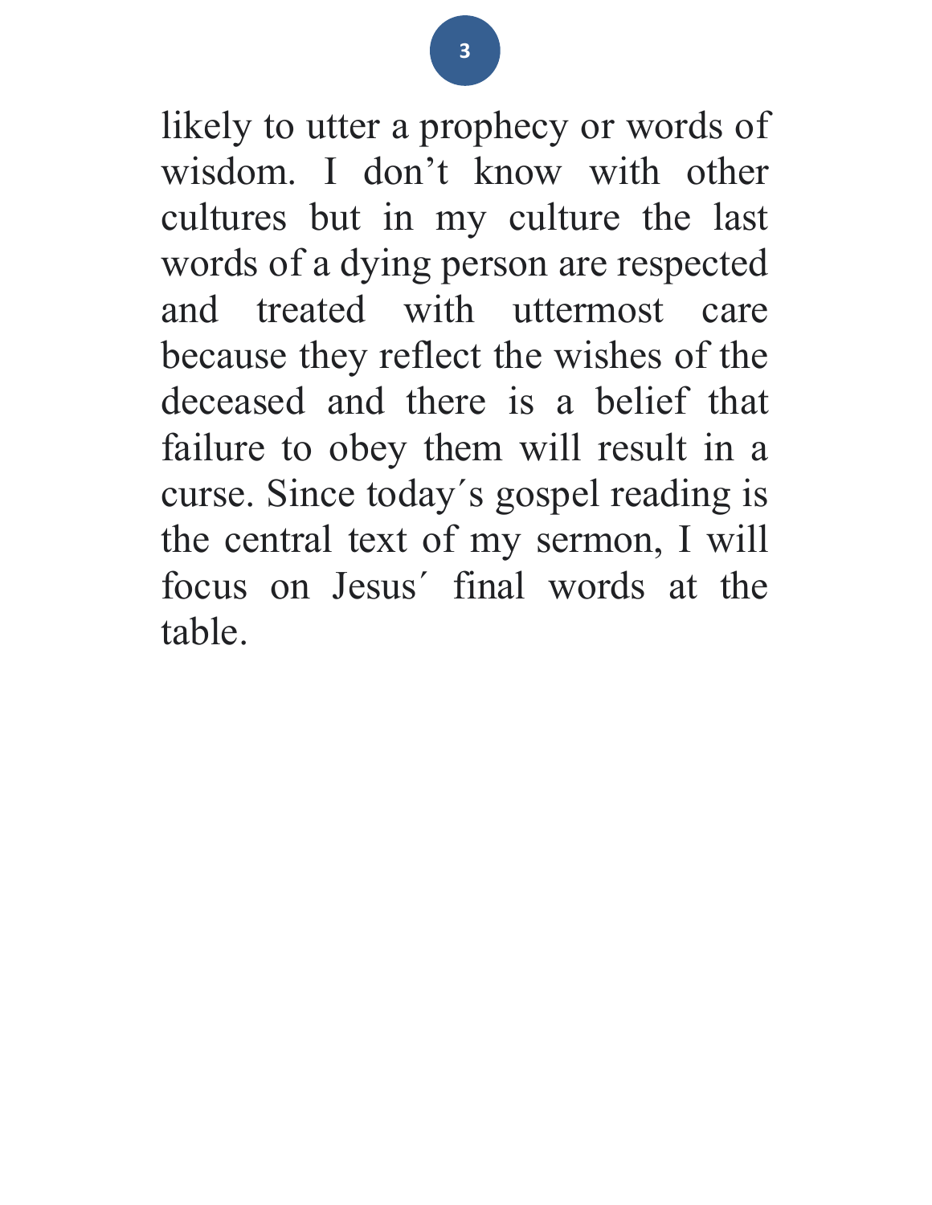likely to utter a prophecy or words of wisdom. I don’t know with other cultures but in my culture the last words of a dying person are respected and treated with uttermost care because they reflect the wishes of the deceased and there is a belief that failure to obey them will result in a curse. Since today´s gospel reading is the central text of my sermon, I will focus on Jesus´ final words at the table.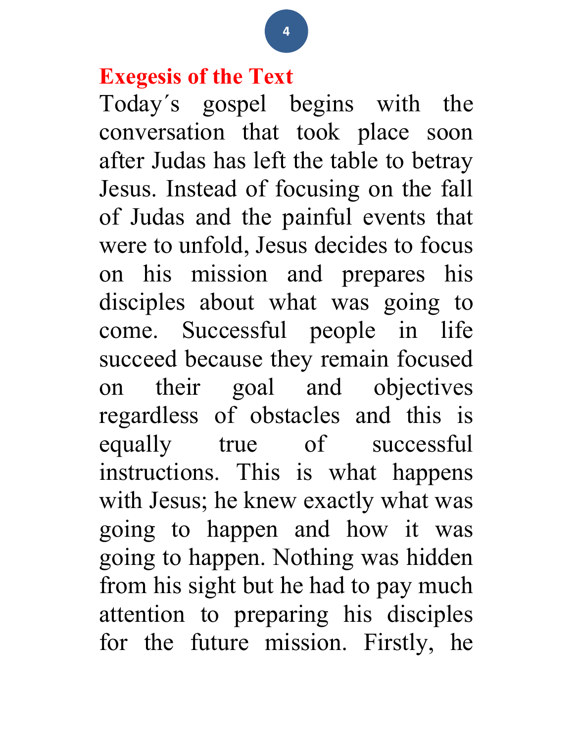## Exegesis of the Text

Today´s gospel begins with the conversation that took place soon after Judas has left the table to betray Jesus. Instead of focusing on the fall of Judas and the painful events that were to unfold, Jesus decides to focus on his mission and prepares his disciples about what was going to come. Successful people in life succeed because they remain focused on their goal and objectives regardless of obstacles and this is equally true of successful instructions. This is what happens with Jesus; he knew exactly what was going to happen and how it was going to happen. Nothing was hidden from his sight but he had to pay much attention to preparing his disciples for the future mission. Firstly, he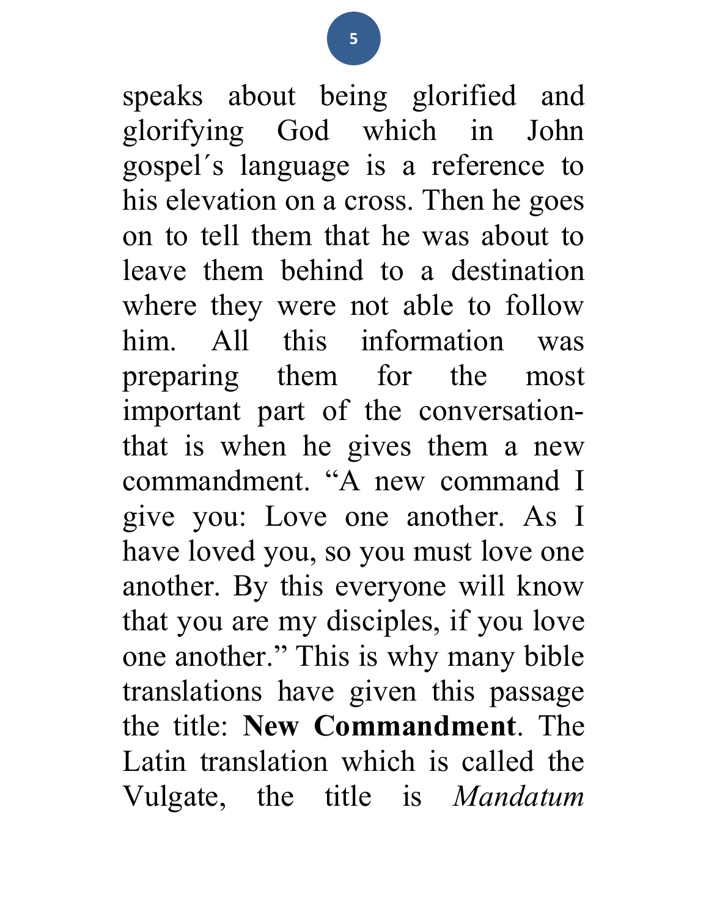speaks about being glorified and glorifying God which in John gospel´s language is a reference to his elevation on a cross. Then he goes on to tell them that he was about to leave them behind to a destination where they were not able to follow him. All this information was preparing them for the most important part of the conversation- that is when he gives them a new commandment. "A new command I give you: Love one another. As I have loved you, so you must love one another. By this everyone will know that you are my disciples, if you love one another." This is why many bible translations have given this passage the title: **New Commandment**. The Latin translation which is called the Vulgate, the title is *Mandatum*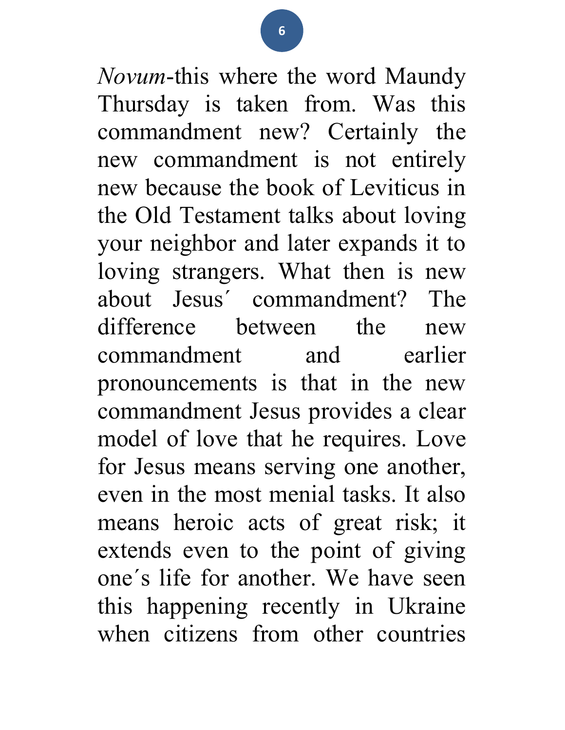*Novum*-this where the word Maundy Thursday is taken from. Was this commandment new? Certainly the new commandment is not entirely new because the book of Leviticus in the Old Testament talks about loving your neighbor and later expands it to loving strangers. What then is new about Jesus´ commandment? The difference between the new commandment and earlier pronouncements is that in the new commandment Jesus provides a clear model of love that he requires. Love for Jesus means serving one another, even in the most menial tasks. It also means heroic acts of great risk; it extends even to the point of giving one´s life for another. We have seen this happening recently in Ukraine when citizens from other countries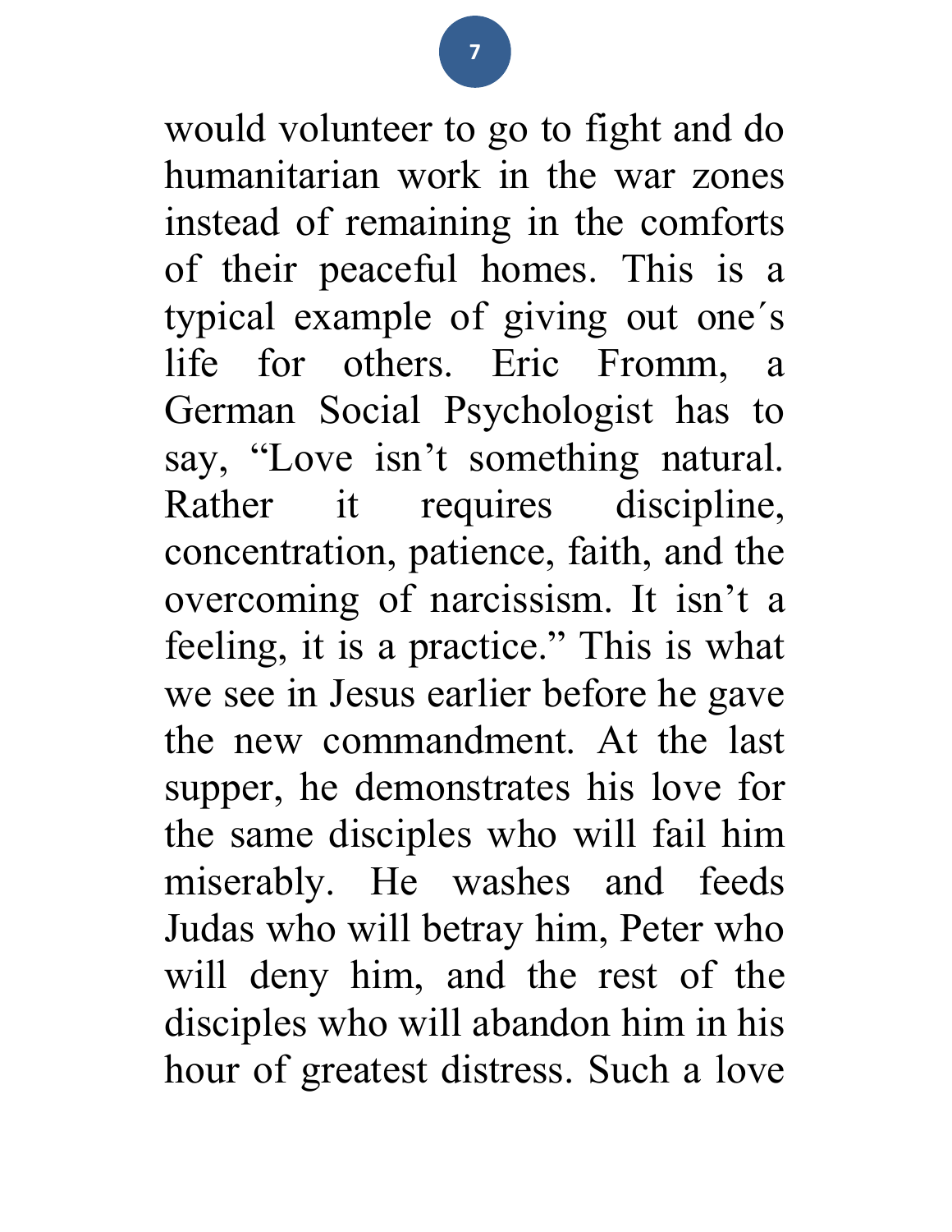would volunteer to go to fight and do humanitarian work in the war zones instead of remaining in the comforts of their peaceful homes. This is a typical example of giving out one´s life for others. Eric Fromm, a German Social Psychologist has to say, “Love isn’t something natural. Rather it requires discipline, concentration, patience, faith, and the overcoming of narcissism. It isn’t a feeling, it is a practice.” This is what we see in Jesus earlier before he gave the new commandment. At the last supper, he demonstrates his love for the same disciples who will fail him miserably. He washes and feeds Judas who will betray him, Peter who will deny him, and the rest of the disciples who will abandon him in his hour of greatest distress. Such a love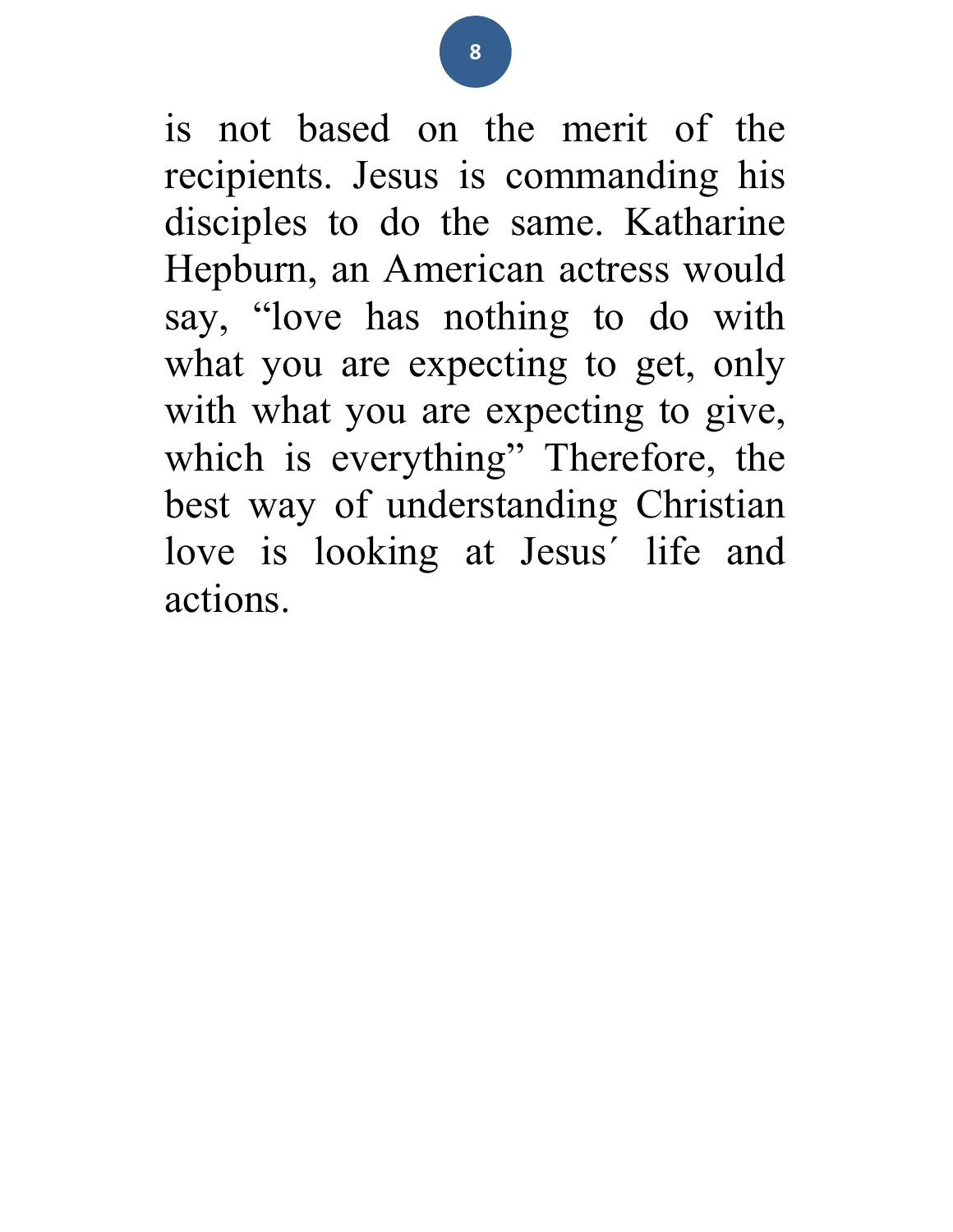is not based on the merit of the recipients. Jesus is commanding his disciples to do the same. Katharine Hepburn, an American actress would say, “love has nothing to do with what you are expecting to get, only with what you are expecting to give, which is everything” Therefore, the best way of understanding Christian love is looking at Jesus´ life and actions.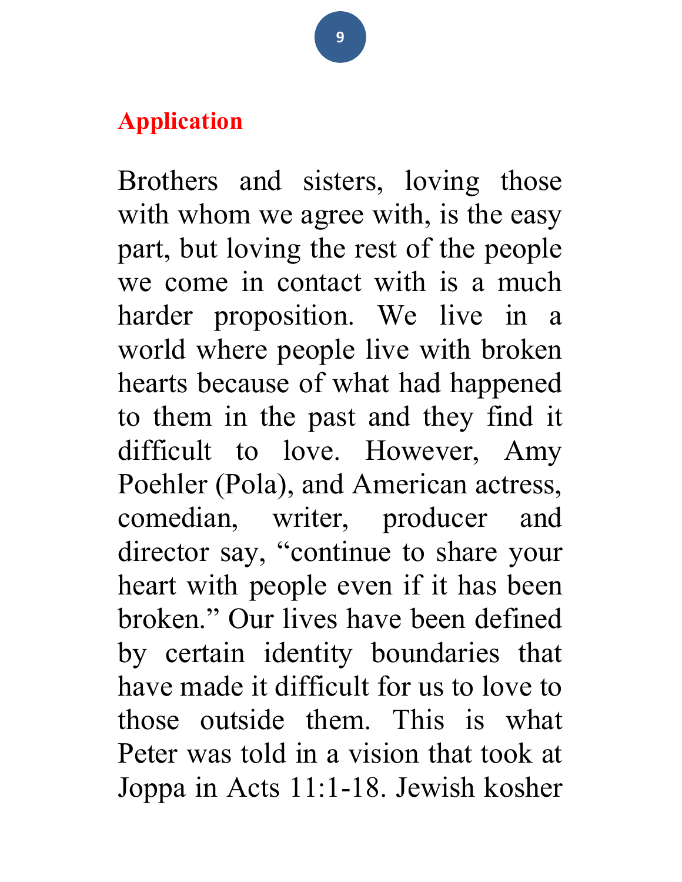## Application

Brothers and sisters, loving those with whom we agree with, is the easy part, but loving the rest of the people we come in contact with is a much harder proposition. We live in a world where people live with broken hearts because of what had happened to them in the past and they find it difficult to love. However, Amy Poehler (Pola), and American actress, comedian, writer, producer and director say, "continue to share your heart with people even if it has been broken." Our lives have been defined by certain identity boundaries that have made it difficult for us to love to those outside them. This is what Peter was told in a vision that took at Joppa in Acts 11:1-18. Jewish kosher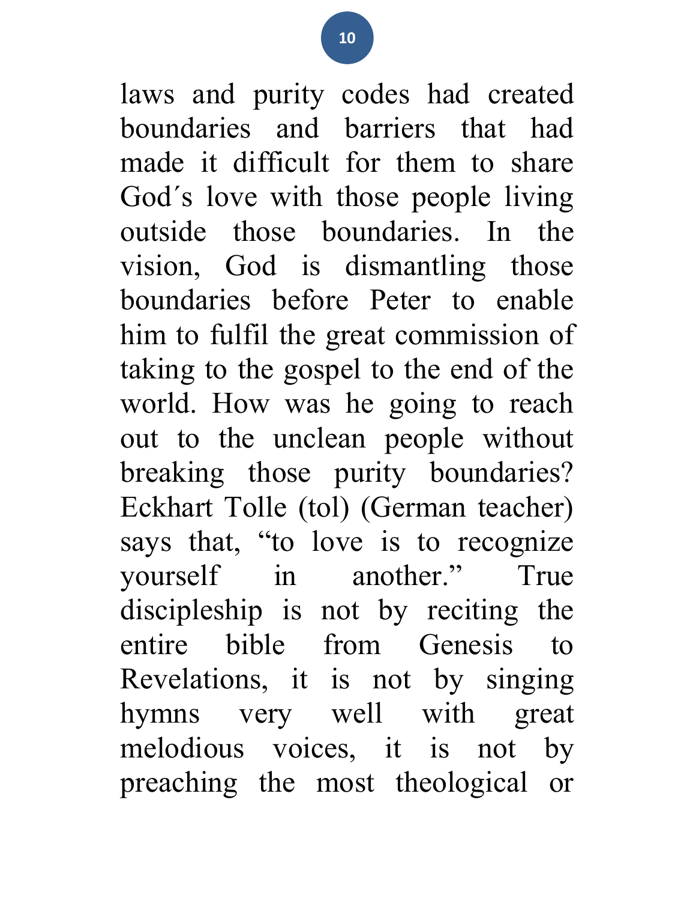laws and purity codes had created boundaries and barriers that had made it difficult for them to share God´s love with those people living outside those boundaries. In the vision, God is dismantling those boundaries before Peter to enable him to fulfil the great commission of taking to the gospel to the end of the world. How was he going to reach out to the unclean people without breaking those purity boundaries? Eckhart Tolle (tol) (German teacher) says that, “to love is to recognize yourself in another.” True discipleship is not by reciting the entire bible from Genesis to Revelations, it is not by singing hymns very well with great melodious voices, it is not by preaching the most theological or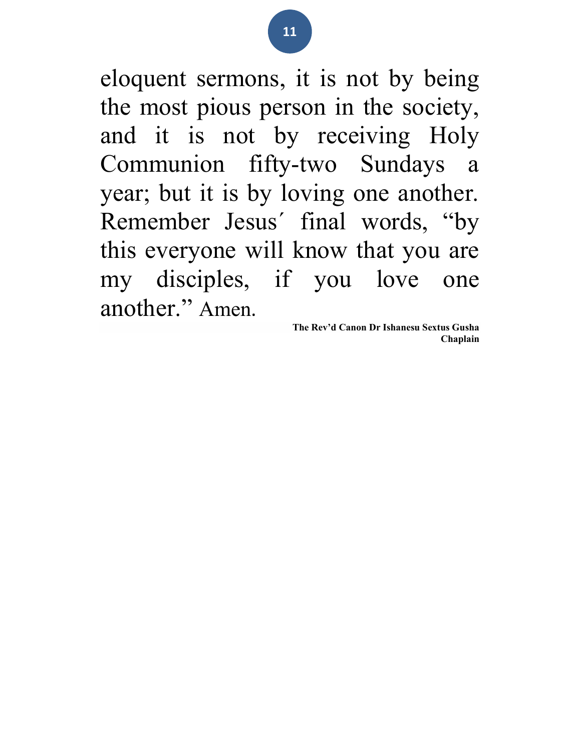eloquent sermons, it is not by being the most pious person in the society, and it is not by receiving Holy Communion fifty-two Sundays a year; but it is by loving one another. Remember Jesus´ final words, “by this everyone will know that you are my disciples, if you love one another.” Amen.

**The Rev’d Canon Dr Ishanesu Sextus Gusha**
**Chaplain**